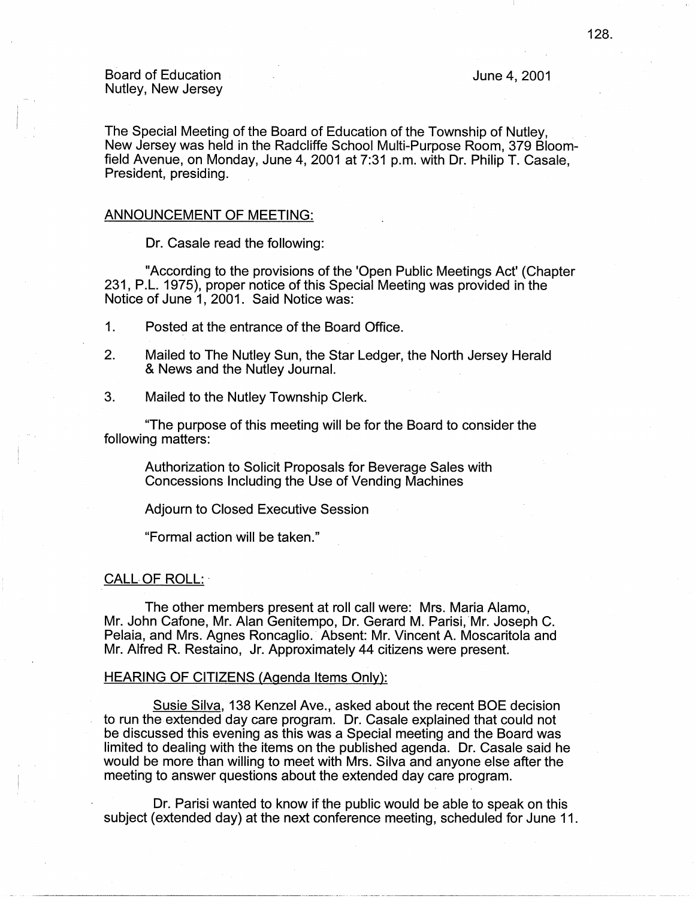Board of Education
Nutley, New Jersey

June 4, 2001

The Special Meeting of the Board of Education of the Township of Nutley, New Jersey was held in the Radcliffe School Multi-Purpose Room, 379 Bloomfield Avenue, on Monday, June 4, 2001 at 7:31 p.m. with Dr. Philip T. Casale, President, presiding.

## ANNOUNCEMENT OF MEETING:

Dr. Casale read the following:

"According to the provisions of the 'Open Public Meetings Act' (Chapter 231, P.L. 1975), proper notice of this Special Meeting was provided in the Notice of June 1, 2001. Said Notice was:

1. Posted at the entrance of the Board Office.
2. Mailed to The Nutley Sun, the Star Ledger, the North Jersey Herald & News and the Nutley Journal.
3. Mailed to the Nutley Township Clerk.

"The purpose of this meeting will be for the Board to consider the following matters:

Authorization to Solicit Proposals for Beverage Sales with Concessions Including the Use of Vending Machines

Adjourn to Closed Executive Session

"Formal action will be taken."

## CALL OF ROLL:

The other members present at roll call were: Mrs. Maria Alamo, Mr. John Cafone, Mr. Alan Genitempo, Dr. Gerard M. Parisi, Mr. Joseph C. Pelaia, and Mrs. Agnes Roncaglio. Absent: Mr. Vincent A. Moscaritola and Mr. Alfred R. Restaino, Jr. Approximately 44 citizens were present.

## HEARING OF CITIZENS (Agenda Items Only):

Susie Silva, 138 Kenzel Ave., asked about the recent BOE decision to run the extended day care program. Dr. Casale explained that could not be discussed this evening as this was a Special meeting and the Board was limited to dealing with the items on the published agenda. Dr. Casale said he would be more than willing to meet with Mrs. Silva and anyone else after the meeting to answer questions about the extended day care program.

Dr. Parisi wanted to know if the public would be able to speak on this subject (extended day) at the next conference meeting, scheduled for June 11.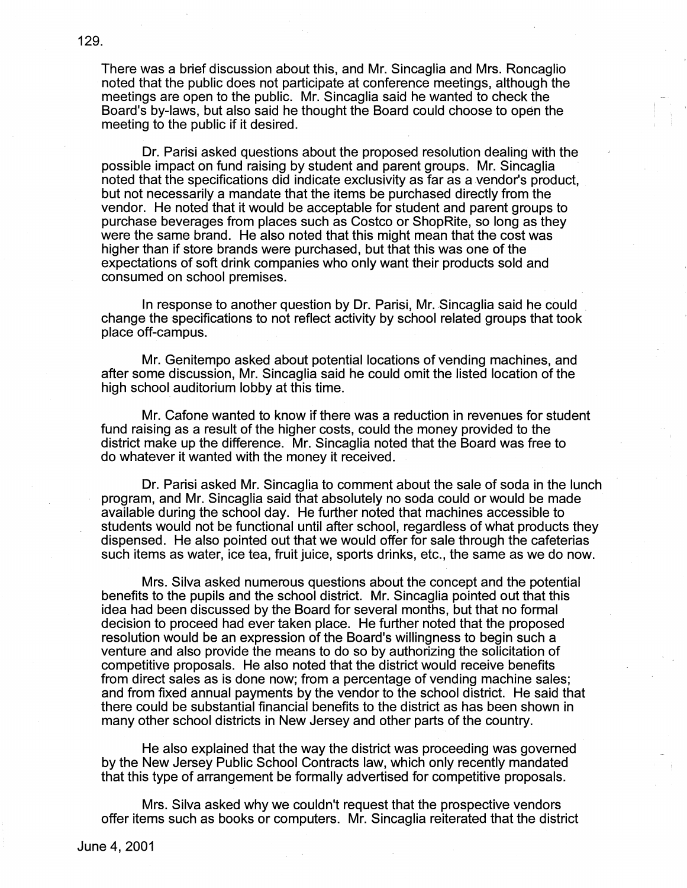There was a brief discussion about this, and Mr. Sincaglia and Mrs. Roncaglio noted that the public does not participate at conference meetings, although the meetings are open to the public. Mr. Sincaglia said he wanted to check the Board's by-laws, but also said he thought the Board could choose to open the meeting to the public if it desired.

Dr. Parisi asked questions about the proposed resolution dealing with the possible impact on fund raising by student and parent groups. Mr. Sincaglia noted that the specifications did indicate exclusivity as far as a vendor's product, but not necessarily a mandate that the items be purchased directly from the vendor. He noted that it would be acceptable for student and parent groups to purchase beverages from places such as Costco or ShopRite, so long as they were the same brand. He also noted that this might mean that the cost was higher than if store brands were purchased, but that this was one of the expectations of soft drink companies who only want their products sold and consumed on school premises.

In response to another question by Dr. Parisi, Mr. Sincaglia said he could change the specifications to not reflect activity by school related groups that took place off-campus.

Mr. Genitempo asked about potential locations of vending machines, and after some discussion, Mr. Sincaglia said he could omit the listed location of the high school auditorium lobby at this time.

Mr. Cafone wanted to know if there was a reduction in revenues for student fund raising as a result of the higher costs, could the money provided to the district make up the difference. Mr. Sincaglia noted that the Board was free to do whatever it wanted with the money it received.

Dr. Parisi asked Mr. Sincaglia to comment about the sale of soda in the lunch program, and Mr. Sincaglia said that absolutely no soda could or would be made available during the school day. He further noted that machines accessible to students would not be functional until after school, regardless of what products they dispensed. He also pointed out that we would offer for sale through the cafeterias such items as water, ice tea, fruit juice, sports drinks, etc., the same as we do now.

Mrs. Silva asked numerous questions about the concept and the potential benefits to the pupils and the school district. Mr. Sincaglia pointed out that this idea had been discussed by the Board for several months, but that no formal decision to proceed had ever taken place. He further noted that the proposed resolution would be an expression of the Board's willingness to begin such a venture and also provide the means to do so by authorizing the solicitation of competitive proposals. He also noted that the district would receive benefits from direct sales as is done now; from a percentage of vending machine sales; and from fixed annual payments by the vendor to the school district. He said that there could be substantial financial benefits to the district as has been shown in many other school districts in New Jersey and other parts of the country.

He also explained that the way the district was proceeding was governed by the New Jersey Public School Contracts law, which only recently mandated that this type of arrangement be formally advertised for competitive proposals.

Mrs. Silva asked why we couldn't request that the prospective vendors offer items such as books or computers. Mr. Sincaglia reiterated that the district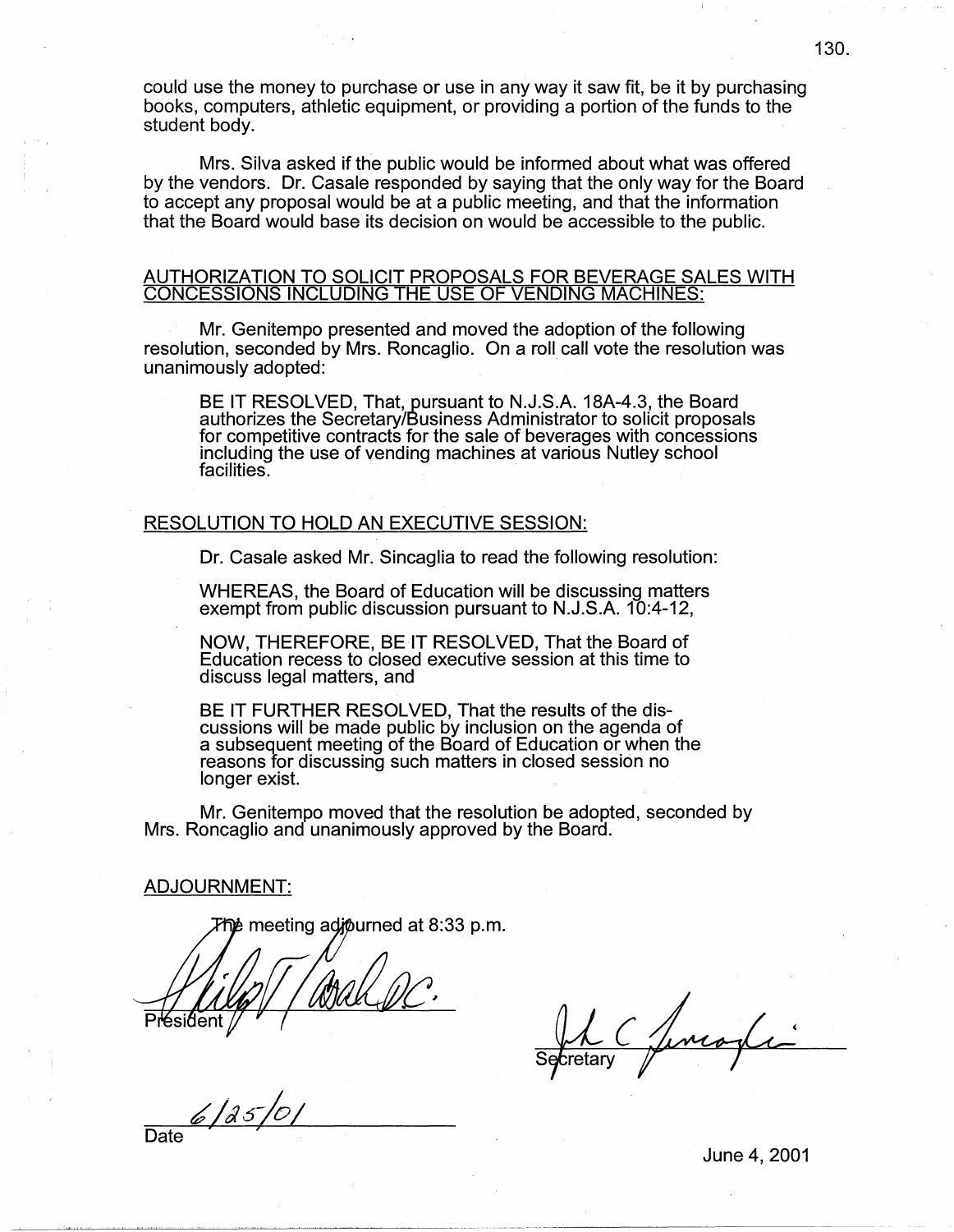could use the money to purchase or use in any way it saw fit, be it by purchasing books, computers, athletic equipment, or providing a portion of the funds to the student body.

Mrs. Silva asked if the public would be informed about what was offered by the vendors. Dr. Casale responded by saying that the only way for the Board to accept any proposal would be at a public meeting, and that the information that the Board would base its decision on would be accessible to the public.

AUTHORIZATION TO SOLICIT PROPOSALS FOR BEVERAGE SALES WITH CONCESSIONS INCLUDING THE USE OF VENDING MACHINES:

Mr. Genitempo presented and moved the adoption of the following resolution, seconded by Mrs. Roncaglio. On a roll call vote the resolution was unanimously adopted:

> BE IT RESOLVED, That, pursuant to N.J.S.A. 18A-4.3, the Board authorizes the Secretary/Business Administrator to solicit proposals for competitive contracts for the sale of beverages with concessions including the use of vending machines at various Nutley school facilities.

RESOLUTION TO HOLD AN EXECUTIVE SESSION:

Dr. Casale asked Mr. Sincaglia to read the following resolution:

> WHEREAS, the Board of Education will be discussing matters exempt from public discussion pursuant to N.J.S.A. 10:4-12,
>
> NOW, THEREFORE, BE IT RESOLVED, That the Board of Education recess to closed executive session at this time to discuss legal matters, and
>
> BE IT FURTHER RESOLVED, That the results of the discussions will be made public by inclusion on the agenda of a subsequent meeting of the Board of Education or when the reasons for discussing such matters in closed session no longer exist.

Mr. Genitempo moved that the resolution be adopted, seconded by Mrs. Roncaglio and unanimously approved by the Board.

ADJOURNMENT:

The meeting adjourned at 8:33 p.m.

President

Secretary

6/25/01
Date

June 4, 2001